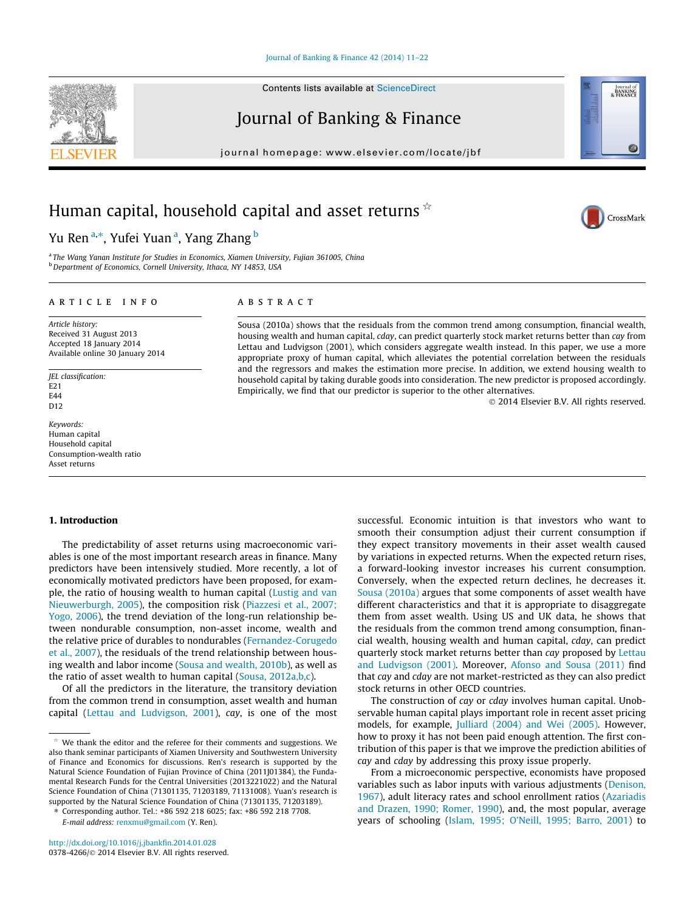# Human capital, household capital and asset returns ☆

Yu Ren [a,*], Yufei Yuan [a], Yang Zhang [b]

[a] The Wang Yanan Institute for Studies in Economics, Xiamen University, Fujian 361005, China
[b] Department of Economics, Cornell University, Ithaca, NY 14853, USA

## ARTICLE INFO

*Article history:*
Received 31 August 2013
Accepted 18 January 2014
Available online 30 January 2014

*JEL classification:*
E21
E44
D12

*Keywords:*
Human capital
Household capital
Consumption-wealth ratio
Asset returns

## ABSTRACT

Sousa (2010a) shows that the residuals from the common trend among consumption, financial wealth, housing wealth and human capital, *cday*, can predict quarterly stock market returns better than *cay* from Lettau and Ludvigson (2001), which considers aggregate wealth instead. In this paper, we use a more appropriate proxy of human capital, which alleviates the potential correlation between the residuals and the regressors and makes the estimation more precise. In addition, we extend housing wealth to household capital by taking durable goods into consideration. The new predictor is proposed accordingly. Empirically, we find that our predictor is superior to the other alternatives.

© 2014 Elsevier B.V. All rights reserved.

## 1. Introduction

The predictability of asset returns using macroeconomic variables is one of the most important research areas in finance. Many predictors have been intensively studied. More recently, a lot of economically motivated predictors have been proposed, for example, the ratio of housing wealth to human capital (Lustig and van Nieuwerburgh, 2005), the composition risk (Piazzesi et al., 2007; Yogo, 2006), the trend deviation of the long-run relationship between nondurable consumption, non-asset income, wealth and the relative price of durables to nondurables (Fernandez-Corugedo et al., 2007), the residuals of the trend relationship between housing wealth and labor income (Sousa and wealth, 2010b), as well as the ratio of asset wealth to human capital (Sousa, 2012a,b,c).

Of all the predictors in the literature, the transitory deviation from the common trend in consumption, asset wealth and human capital (Lettau and Ludvigson, 2001), *cay*, is one of the most successful. Economic intuition is that investors who want to smooth their consumption adjust their current consumption if they expect transitory movements in their asset wealth caused by variations in expected returns. When the expected return rises, a forward-looking investor increases his current consumption. Conversely, when the expected return declines, he decreases it. Sousa (2010a) argues that some components of asset wealth have different characteristics and that it is appropriate to disaggregate them from asset wealth. Using US and UK data, he shows that the residuals from the common trend among consumption, financial wealth, housing wealth and human capital, *cday*, can predict quarterly stock market returns better than *cay* proposed by Lettau and Ludvigson (2001). Moreover, Afonso and Sousa (2011) find that *cay* and *cday* are not market-restricted as they can also predict stock returns in other OECD countries.

The construction of *cay* or *cday* involves human capital. Unobservable human capital plays important role in recent asset pricing models, for example, Julliard (2004) and Wei (2005). However, how to proxy it has not been paid enough attention. The first contribution of this paper is that we improve the prediction abilities of *cay* and *cday* by addressing this proxy issue properly.

From a microeconomic perspective, economists have proposed variables such as labor inputs with various adjustments (Denison, 1967), adult literacy rates and school enrollment ratios (Azariadis and Drazen, 1990; Romer, 1990), and, the most popular, average years of schooling (Islam, 1995; O'Neill, 1995; Barro, 2001) to

---

☆ We thank the editor and the referee for their comments and suggestions. We also thank seminar participants of Xiamen University and Southwestern University of Finance and Economics for discussions. Ren's research is supported by the Natural Science Foundation of Fujian Province of China (2011J01384), the Fundamental Research Funds for the Central Universities (2013221022) and the Natural Science Foundation of China (71301135, 71203189, 71131008). Yuan's research is supported by the Natural Science Foundation of China (71301135, 71203189).

\* Corresponding author. Tel.: +86 592 218 6025; fax: +86 592 218 7708.
*E-mail address:* renxmu@gmail.com (Y. Ren).

http://dx.doi.org/10.1016/j.jbankfin.2014.01.028
0378-4266/© 2014 Elsevier B.V. All rights reserved.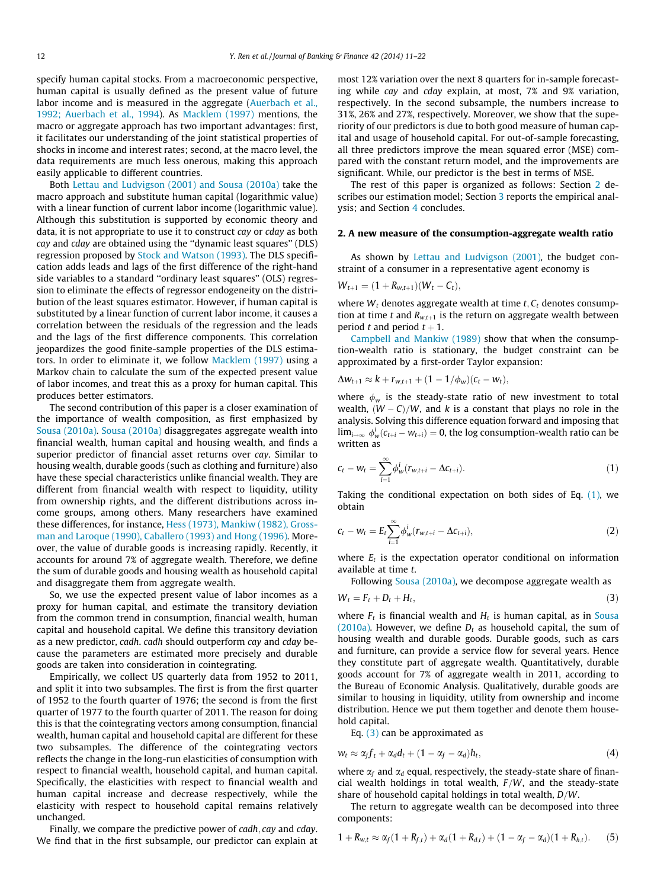specify human capital stocks. From a macroeconomic perspective, human capital is usually defined as the present value of future labor income and is measured in the aggregate (Auerbach et al., 1992; Auerbach et al., 1994). As Macklem (1997) mentions, the macro or aggregate approach has two important advantages: first, it facilitates our understanding of the joint statistical properties of shocks in income and interest rates; second, at the macro level, the data requirements are much less onerous, making this approach easily applicable to different countries.

Both Lettau and Ludvigson (2001) and Sousa (2010a) take the macro approach and substitute human capital (logarithmic value) with a linear function of current labor income (logarithmic value). Although this substitution is supported by economic theory and data, it is not appropriate to use it to construct *cay* or *cday* as both *cay* and *cday* are obtained using the "dynamic least squares" (DLS) regression proposed by Stock and Watson (1993). The DLS specification adds leads and lags of the first difference of the right-hand side variables to a standard "ordinary least squares" (OLS) regression to eliminate the effects of regressor endogeneity on the distribution of the least squares estimator. However, if human capital is substituted by a linear function of current labor income, it causes a correlation between the residuals of the regression and the leads and the lags of the first difference components. This correlation jeopardizes the good finite-sample properties of the DLS estimators. In order to eliminate it, we follow Macklem (1997) using a Markov chain to calculate the sum of the expected present value of labor incomes, and treat this as a proxy for human capital. This produces better estimators.

The second contribution of this paper is a closer examination of the importance of wealth composition, as first emphasized by Sousa (2010a). Sousa (2010a) disaggregates aggregate wealth into financial wealth, human capital and housing wealth, and finds a superior predictor of financial asset returns over *cay*. Similar to housing wealth, durable goods (such as clothing and furniture) also have these special characteristics unlike financial wealth. They are different from financial wealth with respect to liquidity, utility from ownership rights, and the different distributions across income groups, among others. Many researchers have examined these differences, for instance, Hess (1973), Mankiw (1982), Grossman and Laroque (1990), Caballero (1993) and Hong (1996). Moreover, the value of durable goods is increasing rapidly. Recently, it accounts for around 7% of aggregate wealth. Therefore, we define the sum of durable goods and housing wealth as household capital and disaggregate them from aggregate wealth.

So, we use the expected present value of labor incomes as a proxy for human capital, and estimate the transitory deviation from the common trend in consumption, financial wealth, human capital and household capital. We define this transitory deviation as a new predictor, *cadh*. *cadh* should outperform *cay* and *cday* because the parameters are estimated more precisely and durable goods are taken into consideration in cointegrating.

Empirically, we collect US quarterly data from 1952 to 2011, and split it into two subsamples. The first is from the first quarter of 1952 to the fourth quarter of 1976; the second is from the first quarter of 1977 to the fourth quarter of 2011. The reason for doing this is that the cointegrating vectors among consumption, financial wealth, human capital and household capital are different for these two subsamples. The difference of the cointegrating vectors reflects the change in the long-run elasticities of consumption with respect to financial wealth, household capital, and human capital. Specifically, the elasticities with respect to financial wealth and human capital increase and decrease respectively, while the elasticity with respect to household capital remains relatively unchanged.

Finally, we compare the predictive power of *cadh*, *cay* and *cday*. We find that in the first subsample, our predictor can explain at most 12% variation over the next 8 quarters for in-sample forecasting while *cay* and *cday* explain, at most, 7% and 9% variation, respectively. In the second subsample, the numbers increase to 31%, 26% and 27%, respectively. Moreover, we show that the superiority of our predictors is due to both good measure of human capital and usage of household capital. For out-of-sample forecasting, all three predictors improve the mean squared error (MSE) compared with the constant return model, and the improvements are significant. While, our predictor is the best in terms of MSE.

The rest of this paper is organized as follows: Section 2 describes our estimation model; Section 3 reports the empirical analysis; and Section 4 concludes.

## 2. A new measure of the consumption-aggregate wealth ratio

As shown by Lettau and Ludvigson (2001), the budget constraint of a consumer in a representative agent economy is

$$W_{t+1} = (1 + R_{w,t+1})(W_t - C_t),$$

where $W_t$ denotes aggregate wealth at time $t$, $C_t$ denotes consumption at time $t$ and $R_{w,t+1}$ is the return on aggregate wealth between period $t$ and period $t+1$.

Campbell and Mankiw (1989) show that when the consumption-wealth ratio is stationary, the budget constraint can be approximated by a first-order Taylor expansion:

$$\Delta w_{t+1} \approx k + r_{w,t+1} + (1 - 1/\phi_w)(c_t - w_t),$$

where $\phi_w$ is the steady-state ratio of new investment to total wealth, $(W - C)/W$, and $k$ is a constant that plays no role in the analysis. Solving this difference equation forward and imposing that $\lim_{i\to\infty} \phi_w^i (c_{t+i} - w_{t+i}) = 0$, the log consumption-wealth ratio can be written as

$$c_t - w_t = \sum_{i=1}^{\infty} \phi_w^i (r_{w,t+i} - \Delta c_{t+i}). \tag{1}$$

Taking the conditional expectation on both sides of Eq. (1), we obtain

$$c_t - w_t = E_t \sum_{i=1}^{\infty} \phi_w^i (r_{w,t+i} - \Delta c_{t+i}), \tag{2}$$

where $E_t$ is the expectation operator conditional on information available at time $t$.

Following Sousa (2010a), we decompose aggregate wealth as

$$W_t = F_t + D_t + H_t, \tag{3}$$

where $F_t$ is financial wealth and $H_t$ is human capital, as in Sousa (2010a). However, we define $D_t$ as household capital, the sum of housing wealth and durable goods. Durable goods, such as cars and furniture, can provide a service flow for several years. Hence they constitute part of aggregate wealth. Quantitatively, durable goods account for 7% of aggregate wealth in 2011, according to the Bureau of Economic Analysis. Qualitatively, durable goods are similar to housing in liquidity, utility from ownership and income distribution. Hence we put them together and denote them household capital.

Eq. (3) can be approximated as

$$w_t \approx \alpha_f f_t + \alpha_d d_t + (1 - \alpha_f - \alpha_d) h_t, \tag{4}$$

where $\alpha_f$ and $\alpha_d$ equal, respectively, the steady-state share of financial wealth holdings in total wealth, $F/W$, and the steady-state share of household capital holdings in total wealth, $D/W$.

The return to aggregate wealth can be decomposed into three components:

$$1 + R_{w,t} \approx \alpha_f (1 + R_{f,t}) + \alpha_d (1 + R_{d,t}) + (1 - \alpha_f - \alpha_d)(1 + R_{h,t}). \tag{5}$$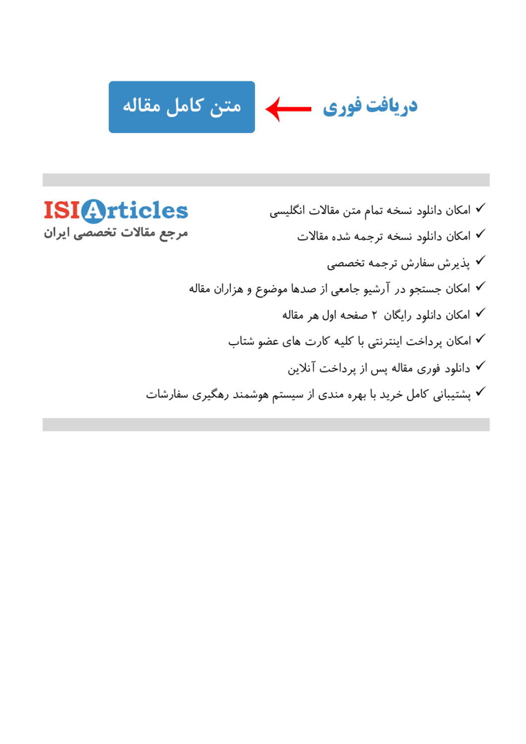دریافت فوری ← متن کامل مقاله

**ISIArticles**

مرجع مقالات تخصصی ایران

- ✓ امکان دانلود نسخه تمام متن مقالات انگلیسی
- ✓ امکان دانلود نسخه ترجمه شده مقالات
- ✓ پذیرش سفارش ترجمه تخصصی
- ✓ امکان جستجو در آرشیو جامعی از صدها موضوع و هزاران مقاله
- ✓ امکان دانلود رایگان ۲ صفحه اول هر مقاله
- ✓ امکان پرداخت اینترنتی با کلیه کارت های عضو شتاب
- ✓ دانلود فوری مقاله پس از پرداخت آنلاین
- ✓ پشتیبانی کامل خرید با بهره مندی از سیستم هوشمند رهگیری سفارشات